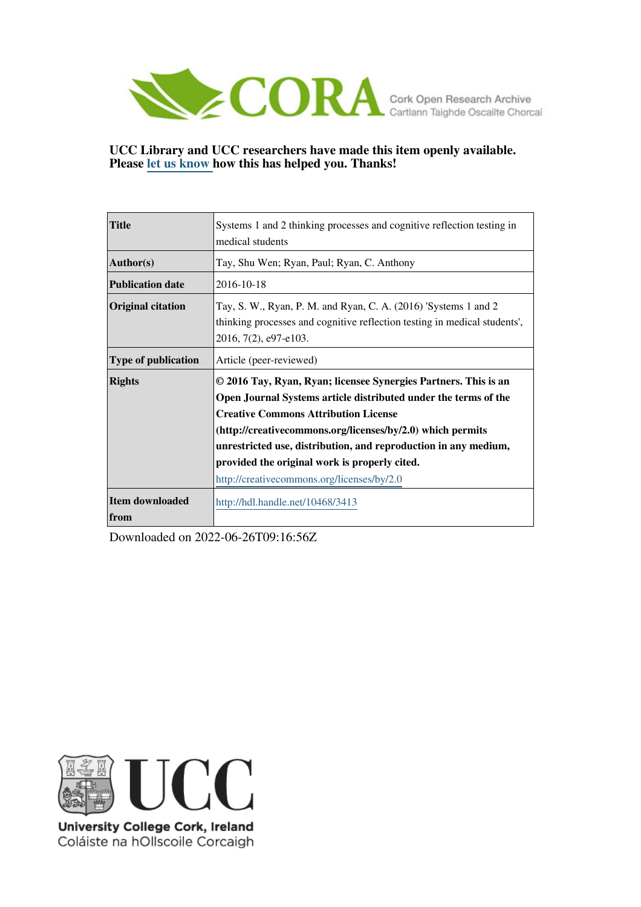CORA Cork Open Research Archive
Cartlann Taighde Oscailte Chorcaí

**UCC Library and UCC researchers have made this item openly available. Please let us know how this has helped you. Thanks!**

| | |
|---|---|
| **Title** | Systems 1 and 2 thinking processes and cognitive reflection testing in medical students |
| **Author(s)** | Tay, Shu Wen; Ryan, Paul; Ryan, C. Anthony |
| **Publication date** | 2016-10-18 |
| **Original citation** | Tay, S. W., Ryan, P. M. and Ryan, C. A. (2016) 'Systems 1 and 2 thinking processes and cognitive reflection testing in medical students', 2016, 7(2), e97-e103. |
| **Type of publication** | Article (peer-reviewed) |
| **Rights** | **© 2016 Tay, Ryan, Ryan; licensee Synergies Partners. This is an Open Journal Systems article distributed under the terms of the Creative Commons Attribution License (http://creativecommons.org/licenses/by/2.0) which permits unrestricted use, distribution, and reproduction in any medium, provided the original work is properly cited.** http://creativecommons.org/licenses/by/2.0 |
| **Item downloaded from** | http://hdl.handle.net/10468/3413 |

Downloaded on 2022-06-26T09:16:56Z

UCC
University College Cork, Ireland
Coláiste na hOllscoile Corcaigh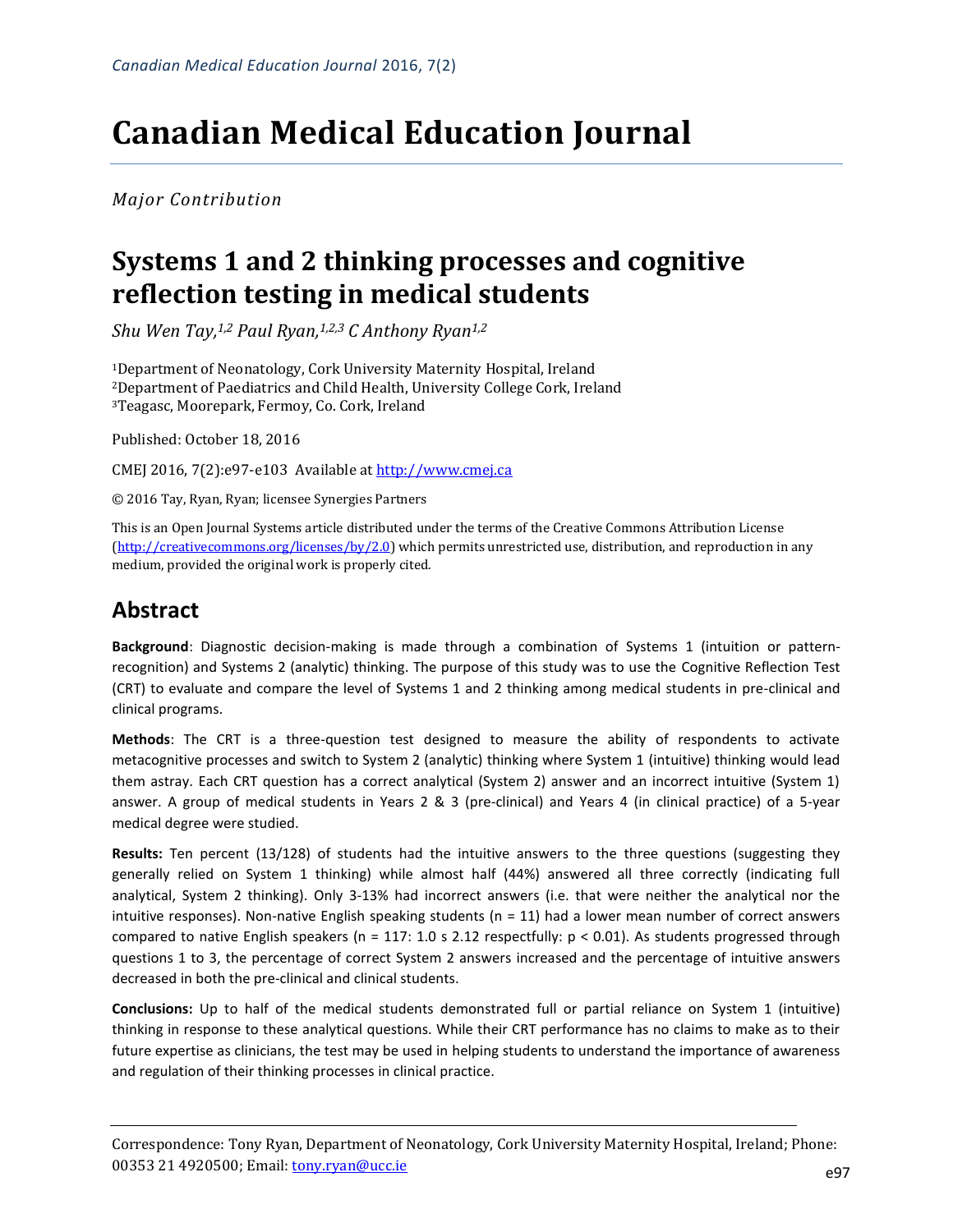# Canadian Medical Education Journal

*Major Contribution*

# Systems 1 and 2 thinking processes and cognitive reflection testing in medical students

*Shu Wen Tay,[1,2] Paul Ryan,[1,2,3] C Anthony Ryan[1,2]*

[1]Department of Neonatology, Cork University Maternity Hospital, Ireland
[2]Department of Paediatrics and Child Health, University College Cork, Ireland
[3]Teagasc, Moorepark, Fermoy, Co. Cork, Ireland

Published: October 18, 2016

CMEJ 2016, 7(2):e97-e103 Available at http://www.cmej.ca

© 2016 Tay, Ryan, Ryan; licensee Synergies Partners

This is an Open Journal Systems article distributed under the terms of the Creative Commons Attribution License (http://creativecommons.org/licenses/by/2.0) which permits unrestricted use, distribution, and reproduction in any medium, provided the original work is properly cited.

## Abstract

**Background**: Diagnostic decision-making is made through a combination of Systems 1 (intuition or pattern-recognition) and Systems 2 (analytic) thinking. The purpose of this study was to use the Cognitive Reflection Test (CRT) to evaluate and compare the level of Systems 1 and 2 thinking among medical students in pre-clinical and clinical programs.

**Methods**: The CRT is a three-question test designed to measure the ability of respondents to activate metacognitive processes and switch to System 2 (analytic) thinking where System 1 (intuitive) thinking would lead them astray. Each CRT question has a correct analytical (System 2) answer and an incorrect intuitive (System 1) answer. A group of medical students in Years 2 & 3 (pre-clinical) and Years 4 (in clinical practice) of a 5-year medical degree were studied.

**Results:** Ten percent (13/128) of students had the intuitive answers to the three questions (suggesting they generally relied on System 1 thinking) while almost half (44%) answered all three correctly (indicating full analytical, System 2 thinking). Only 3-13% had incorrect answers (i.e. that were neither the analytical nor the intuitive responses). Non-native English speaking students (n = 11) had a lower mean number of correct answers compared to native English speakers (n = 117: 1.0 s 2.12 respectfully: $p < 0.01$). As students progressed through questions 1 to 3, the percentage of correct System 2 answers increased and the percentage of intuitive answers decreased in both the pre-clinical and clinical students.

**Conclusions:** Up to half of the medical students demonstrated full or partial reliance on System 1 (intuitive) thinking in response to these analytical questions. While their CRT performance has no claims to make as to their future expertise as clinicians, the test may be used in helping students to understand the importance of awareness and regulation of their thinking processes in clinical practice.

---

Correspondence: Tony Ryan, Department of Neonatology, Cork University Maternity Hospital, Ireland; Phone: 00353 21 4920500; Email: tony.ryan@ucc.ie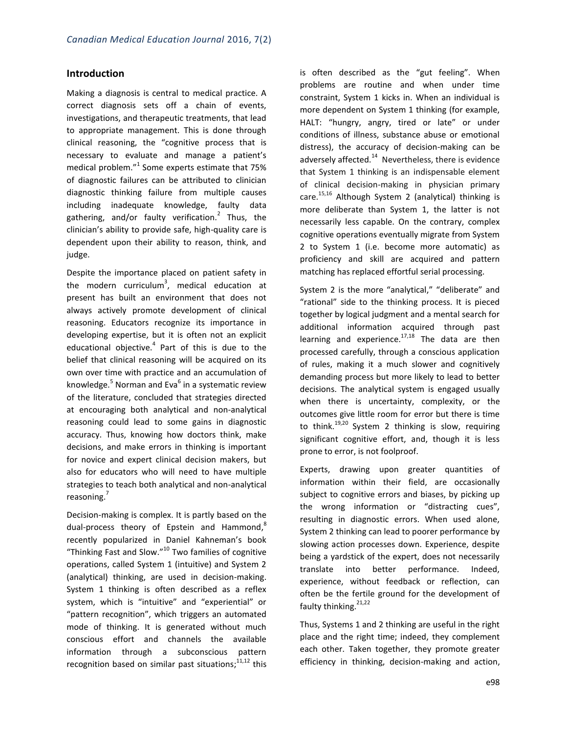## Introduction

Making a diagnosis is central to medical practice. A correct diagnosis sets off a chain of events, investigations, and therapeutic treatments, that lead to appropriate management. This is done through clinical reasoning, the "cognitive process that is necessary to evaluate and manage a patient's medical problem."[1] Some experts estimate that 75% of diagnostic failures can be attributed to clinician diagnostic thinking failure from multiple causes including inadequate knowledge, faulty data gathering, and/or faulty verification.[2] Thus, the clinician's ability to provide safe, high-quality care is dependent upon their ability to reason, think, and judge.

Despite the importance placed on patient safety in the modern curriculum[3], medical education at present has built an environment that does not always actively promote development of clinical reasoning. Educators recognize its importance in developing expertise, but it is often not an explicit educational objective.[4] Part of this is due to the belief that clinical reasoning will be acquired on its own over time with practice and an accumulation of knowledge.[5] Norman and Eva[6] in a systematic review of the literature, concluded that strategies directed at encouraging both analytical and non-analytical reasoning could lead to some gains in diagnostic accuracy. Thus, knowing how doctors think, make decisions, and make errors in thinking is important for novice and expert clinical decision makers, but also for educators who will need to have multiple strategies to teach both analytical and non-analytical reasoning.[7]

Decision-making is complex. It is partly based on the dual-process theory of Epstein and Hammond,[8] recently popularized in Daniel Kahneman's book "Thinking Fast and Slow."[10] Two families of cognitive operations, called System 1 (intuitive) and System 2 (analytical) thinking, are used in decision-making. System 1 thinking is often described as a reflex system, which is "intuitive" and "experiential" or "pattern recognition", which triggers an automated mode of thinking. It is generated without much conscious effort and channels the available information through a subconscious pattern recognition based on similar past situations;[11,12] this is often described as the "gut feeling". When problems are routine and when under time constraint, System 1 kicks in. When an individual is more dependent on System 1 thinking (for example, HALT: "hungry, angry, tired or late" or under conditions of illness, substance abuse or emotional distress), the accuracy of decision-making can be adversely affected.[14] Nevertheless, there is evidence that System 1 thinking is an indispensable element of clinical decision-making in physician primary care.[15,16] Although System 2 (analytical) thinking is more deliberate than System 1, the latter is not necessarily less capable. On the contrary, complex cognitive operations eventually migrate from System 2 to System 1 (i.e. become more automatic) as proficiency and skill are acquired and pattern matching has replaced effortful serial processing.

System 2 is the more "analytical," "deliberate" and "rational" side to the thinking process. It is pieced together by logical judgment and a mental search for additional information acquired through past learning and experience.[17,18] The data are then processed carefully, through a conscious application of rules, making it a much slower and cognitively demanding process but more likely to lead to better decisions. The analytical system is engaged usually when there is uncertainty, complexity, or the outcomes give little room for error but there is time to think.[19,20] System 2 thinking is slow, requiring significant cognitive effort, and, though it is less prone to error, is not foolproof.

Experts, drawing upon greater quantities of information within their field, are occasionally subject to cognitive errors and biases, by picking up the wrong information or "distracting cues", resulting in diagnostic errors. When used alone, System 2 thinking can lead to poorer performance by slowing action processes down. Experience, despite being a yardstick of the expert, does not necessarily translate into better performance. Indeed, experience, without feedback or reflection, can often be the fertile ground for the development of faulty thinking.[21,22]

Thus, Systems 1 and 2 thinking are useful in the right place and the right time; indeed, they complement each other. Taken together, they promote greater efficiency in thinking, decision-making and action,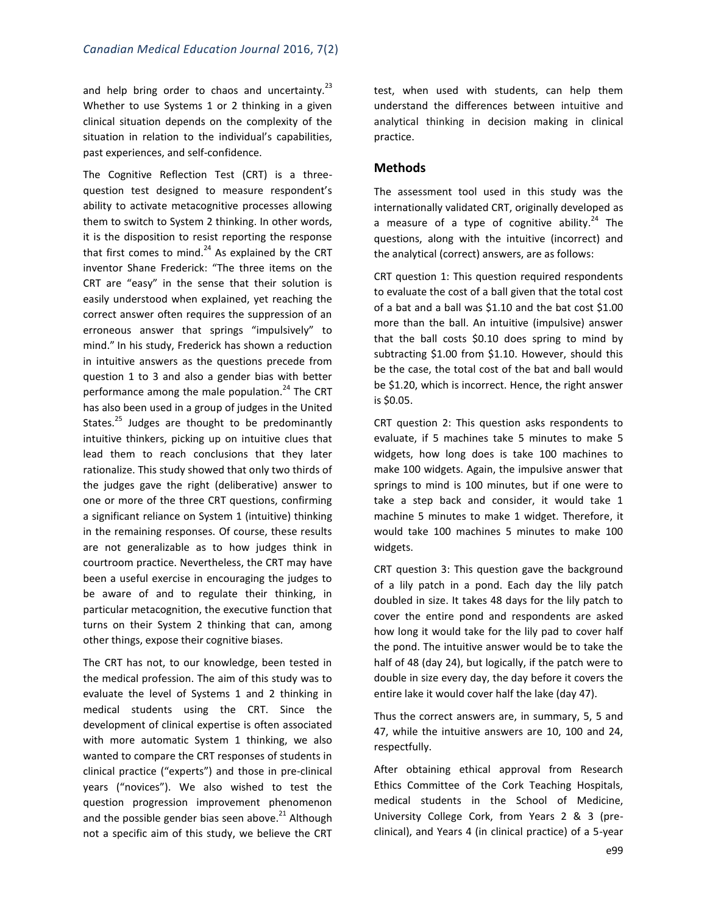and help bring order to chaos and uncertainty.[23] Whether to use Systems 1 or 2 thinking in a given clinical situation depends on the complexity of the situation in relation to the individual's capabilities, past experiences, and self-confidence.

The Cognitive Reflection Test (CRT) is a three-question test designed to measure respondent's ability to activate metacognitive processes allowing them to switch to System 2 thinking. In other words, it is the disposition to resist reporting the response that first comes to mind.[24] As explained by the CRT inventor Shane Frederick: "The three items on the CRT are "easy" in the sense that their solution is easily understood when explained, yet reaching the correct answer often requires the suppression of an erroneous answer that springs "impulsively" to mind." In his study, Frederick has shown a reduction in intuitive answers as the questions precede from question 1 to 3 and also a gender bias with better performance among the male population.[24] The CRT has also been used in a group of judges in the United States.[25] Judges are thought to be predominantly intuitive thinkers, picking up on intuitive clues that lead them to reach conclusions that they later rationalize. This study showed that only two thirds of the judges gave the right (deliberative) answer to one or more of the three CRT questions, confirming a significant reliance on System 1 (intuitive) thinking in the remaining responses. Of course, these results are not generalizable as to how judges think in courtroom practice. Nevertheless, the CRT may have been a useful exercise in encouraging the judges to be aware of and to regulate their thinking, in particular metacognition, the executive function that turns on their System 2 thinking that can, among other things, expose their cognitive biases.

The CRT has not, to our knowledge, been tested in the medical profession. The aim of this study was to evaluate the level of Systems 1 and 2 thinking in medical students using the CRT. Since the development of clinical expertise is often associated with more automatic System 1 thinking, we also wanted to compare the CRT responses of students in clinical practice ("experts") and those in pre-clinical years ("novices"). We also wished to test the question progression improvement phenomenon and the possible gender bias seen above.[21] Although not a specific aim of this study, we believe the CRT test, when used with students, can help them understand the differences between intuitive and analytical thinking in decision making in clinical practice.

## Methods

The assessment tool used in this study was the internationally validated CRT, originally developed as a measure of a type of cognitive ability.[24] The questions, along with the intuitive (incorrect) and the analytical (correct) answers, are as follows:

CRT question 1: This question required respondents to evaluate the cost of a ball given that the total cost of a bat and a ball was $1.10 and the bat cost $1.00 more than the ball. An intuitive (impulsive) answer that the ball costs $0.10 does spring to mind by subtracting $1.00 from $1.10. However, should this be the case, the total cost of the bat and ball would be $1.20, which is incorrect. Hence, the right answer is $0.05.

CRT question 2: This question asks respondents to evaluate, if 5 machines take 5 minutes to make 5 widgets, how long does is take 100 machines to make 100 widgets. Again, the impulsive answer that springs to mind is 100 minutes, but if one were to take a step back and consider, it would take 1 machine 5 minutes to make 1 widget. Therefore, it would take 100 machines 5 minutes to make 100 widgets.

CRT question 3: This question gave the background of a lily patch in a pond. Each day the lily patch doubled in size. It takes 48 days for the lily patch to cover the entire pond and respondents are asked how long it would take for the lily pad to cover half the pond. The intuitive answer would be to take the half of 48 (day 24), but logically, if the patch were to double in size every day, the day before it covers the entire lake it would cover half the lake (day 47).

Thus the correct answers are, in summary, 5, 5 and 47, while the intuitive answers are 10, 100 and 24, respectfully.

After obtaining ethical approval from Research Ethics Committee of the Cork Teaching Hospitals, medical students in the School of Medicine, University College Cork, from Years 2 & 3 (pre-clinical), and Years 4 (in clinical practice) of a 5-year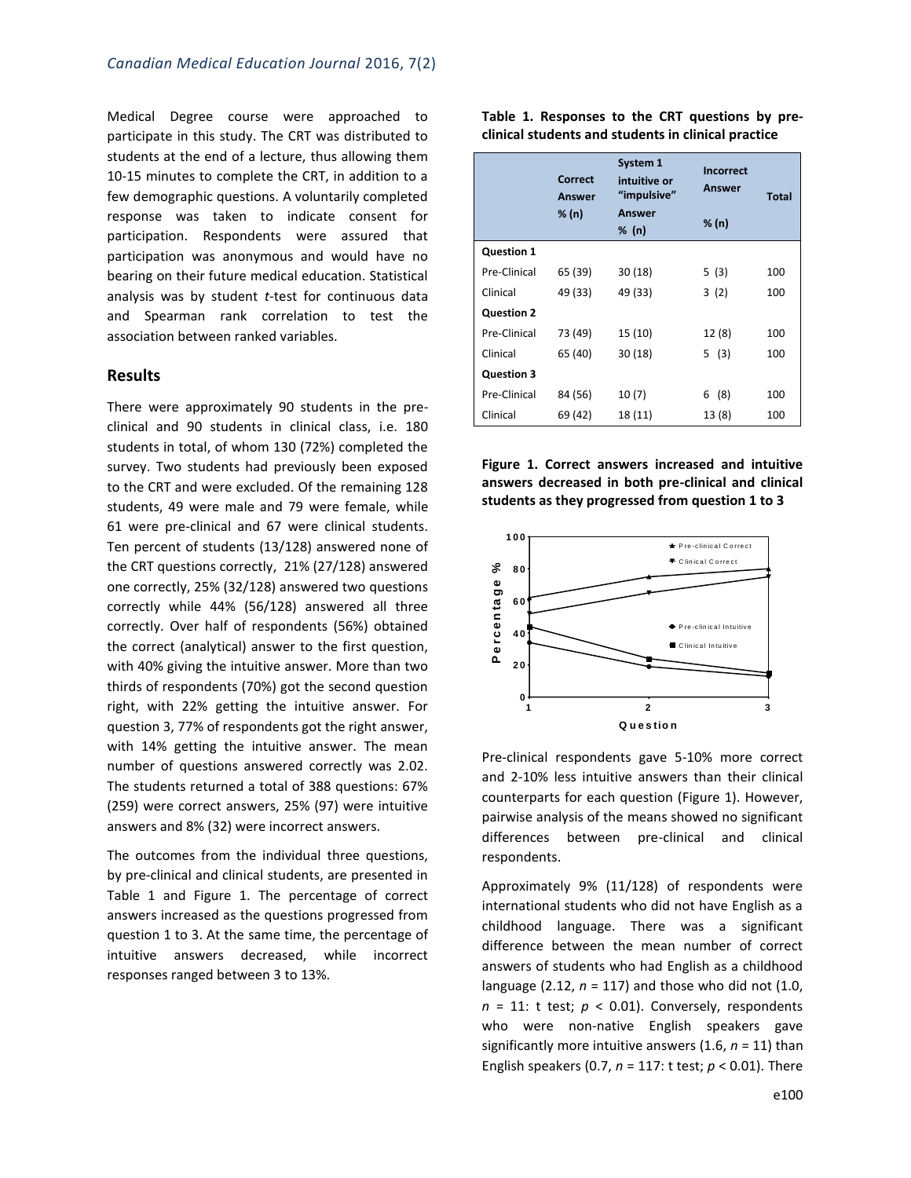Medical Degree course were approached to participate in this study. The CRT was distributed to students at the end of a lecture, thus allowing them 10-15 minutes to complete the CRT, in addition to a few demographic questions. A voluntarily completed response was taken to indicate consent for participation. Respondents were assured that participation was anonymous and would have no bearing on their future medical education. Statistical analysis was by student *t*-test for continuous data and Spearman rank correlation to test the association between ranked variables.

## Results

There were approximately 90 students in the pre-clinical and 90 students in clinical class, i.e. 180 students in total, of whom 130 (72%) completed the survey. Two students had previously been exposed to the CRT and were excluded. Of the remaining 128 students, 49 were male and 79 were female, while 61 were pre-clinical and 67 were clinical students. Ten percent of students (13/128) answered none of the CRT questions correctly, 21% (27/128) answered one correctly, 25% (32/128) answered two questions correctly while 44% (56/128) answered all three correctly. Over half of respondents (56%) obtained the correct (analytical) answer to the first question, with 40% giving the intuitive answer. More than two thirds of respondents (70%) got the second question right, with 22% getting the intuitive answer. For question 3, 77% of respondents got the right answer, with 14% getting the intuitive answer. The mean number of questions answered correctly was 2.02. The students returned a total of 388 questions: 67% (259) were correct answers, 25% (97) were intuitive answers and 8% (32) were incorrect answers.

The outcomes from the individual three questions, by pre-clinical and clinical students, are presented in Table 1 and Figure 1. The percentage of correct answers increased as the questions progressed from question 1 to 3. At the same time, the percentage of intuitive answers decreased, while incorrect responses ranged between 3 to 13%.

**Table 1. Responses to the CRT questions by pre-clinical students and students in clinical practice**

| | Correct Answer % (n) | System 1 intuitive or "impulsive" Answer % (n) | Incorrect Answer % (n) | Total |
|---|---|---|---|---|
| **Question 1** | | | | |
| Pre-Clinical | 65 (39) | 30 (18) | 5 (3) | 100 |
| Clinical | 49 (33) | 49 (33) | 3 (2) | 100 |
| **Question 2** | | | | |
| Pre-Clinical | 73 (49) | 15 (10) | 12 (8) | 100 |
| Clinical | 65 (40) | 30 (18) | 5 (3) | 100 |
| **Question 3** | | | | |
| Pre-Clinical | 84 (56) | 10 (7) | 6 (8) | 100 |
| Clinical | 69 (42) | 18 (11) | 13 (8) | 100 |

**Figure 1. Correct answers increased and intuitive answers decreased in both pre-clinical and clinical students as they progressed from question 1 to 3**

Pre-clinical respondents gave 5-10% more correct and 2-10% less intuitive answers than their clinical counterparts for each question (Figure 1). However, pairwise analysis of the means showed no significant differences between pre-clinical and clinical respondents.

Approximately 9% (11/128) of respondents were international students who did not have English as a childhood language. There was a significant difference between the mean number of correct answers of students who had English as a childhood language (2.12, $n = 117$) and those who did not (1.0, $n = 11$: t test; $p < 0.01$). Conversely, respondents who were non-native English speakers gave significantly more intuitive answers (1.6, $n = 11$) than English speakers (0.7, $n = 117$: t test; $p < 0.01$). There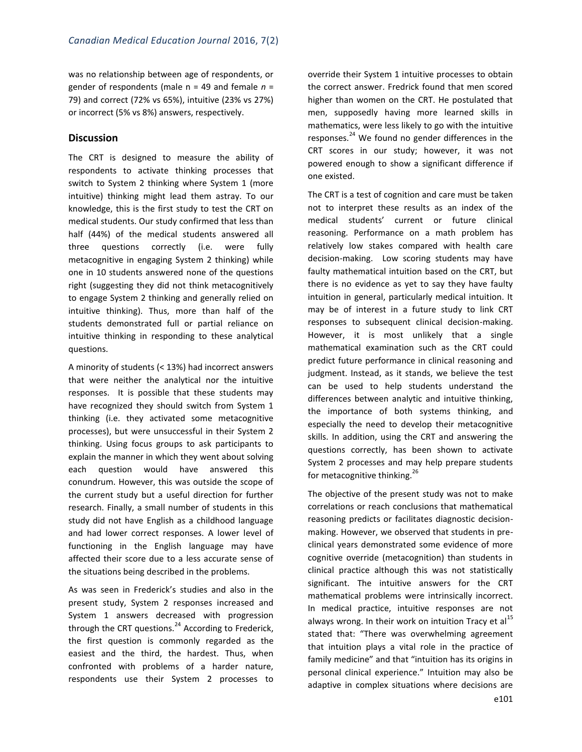was no relationship between age of respondents, or gender of respondents (male n = 49 and female *n* = 79) and correct (72% vs 65%), intuitive (23% vs 27%) or incorrect (5% vs 8%) answers, respectively.

## Discussion

The CRT is designed to measure the ability of respondents to activate thinking processes that switch to System 2 thinking where System 1 (more intuitive) thinking might lead them astray. To our knowledge, this is the first study to test the CRT on medical students. Our study confirmed that less than half (44%) of the medical students answered all three questions correctly (i.e. were fully metacognitive in engaging System 2 thinking) while one in 10 students answered none of the questions right (suggesting they did not think metacognitively to engage System 2 thinking and generally relied on intuitive thinking). Thus, more than half of the students demonstrated full or partial reliance on intuitive thinking in responding to these analytical questions.

A minority of students (< 13%) had incorrect answers that were neither the analytical nor the intuitive responses. It is possible that these students may have recognized they should switch from System 1 thinking (i.e. they activated some metacognitive processes), but were unsuccessful in their System 2 thinking. Using focus groups to ask participants to explain the manner in which they went about solving each question would have answered this conundrum. However, this was outside the scope of the current study but a useful direction for further research. Finally, a small number of students in this study did not have English as a childhood language and had lower correct responses. A lower level of functioning in the English language may have affected their score due to a less accurate sense of the situations being described in the problems.

As was seen in Frederick's studies and also in the present study, System 2 responses increased and System 1 answers decreased with progression through the CRT questions.[24] According to Frederick, the first question is commonly regarded as the easiest and the third, the hardest. Thus, when confronted with problems of a harder nature, respondents use their System 2 processes to override their System 1 intuitive processes to obtain the correct answer. Fredrick found that men scored higher than women on the CRT. He postulated that men, supposedly having more learned skills in mathematics, were less likely to go with the intuitive responses.[24] We found no gender differences in the CRT scores in our study; however, it was not powered enough to show a significant difference if one existed.

The CRT is a test of cognition and care must be taken not to interpret these results as an index of the medical students' current or future clinical reasoning. Performance on a math problem has relatively low stakes compared with health care decision-making. Low scoring students may have faulty mathematical intuition based on the CRT, but there is no evidence as yet to say they have faulty intuition in general, particularly medical intuition. It may be of interest in a future study to link CRT responses to subsequent clinical decision-making. However, it is most unlikely that a single mathematical examination such as the CRT could predict future performance in clinical reasoning and judgment. Instead, as it stands, we believe the test can be used to help students understand the differences between analytic and intuitive thinking, the importance of both systems thinking, and especially the need to develop their metacognitive skills. In addition, using the CRT and answering the questions correctly, has been shown to activate System 2 processes and may help prepare students for metacognitive thinking.[26]

The objective of the present study was not to make correlations or reach conclusions that mathematical reasoning predicts or facilitates diagnostic decision-making. However, we observed that students in pre-clinical years demonstrated some evidence of more cognitive override (metacognition) than students in clinical practice although this was not statistically significant. The intuitive answers for the CRT mathematical problems were intrinsically incorrect. In medical practice, intuitive responses are not always wrong. In their work on intuition Tracy et al[15] stated that: "There was overwhelming agreement that intuition plays a vital role in the practice of family medicine" and that "intuition has its origins in personal clinical experience." Intuition may also be adaptive in complex situations where decisions are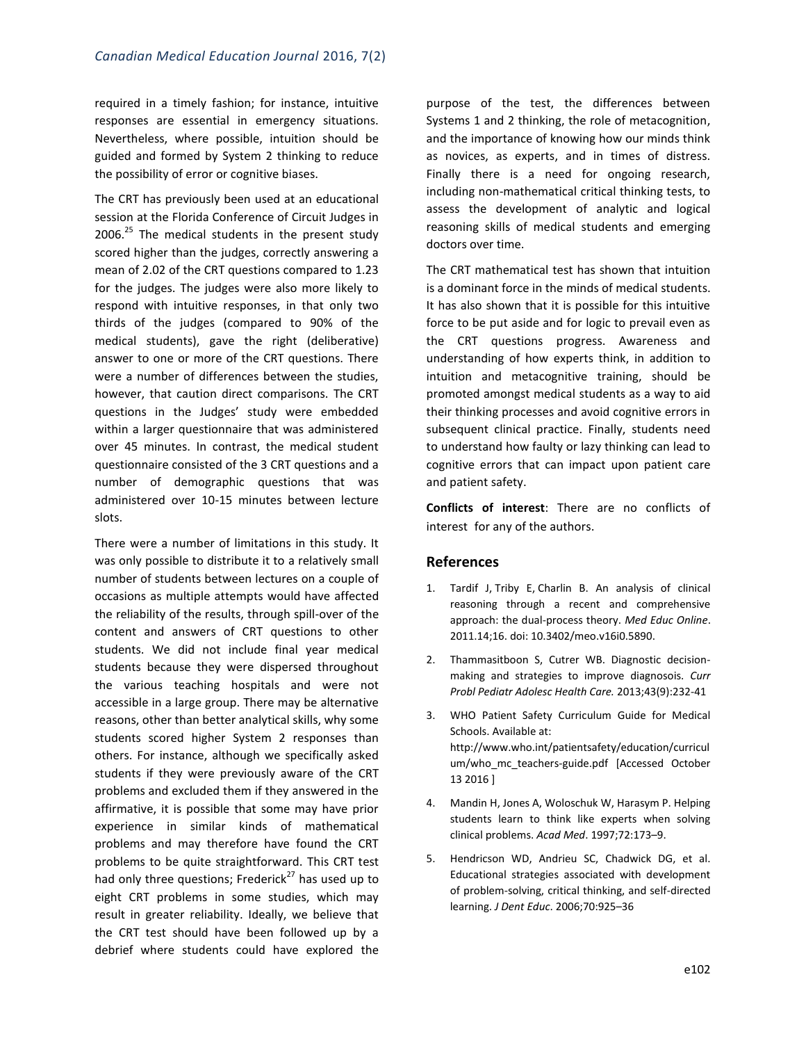required in a timely fashion; for instance, intuitive responses are essential in emergency situations. Nevertheless, where possible, intuition should be guided and formed by System 2 thinking to reduce the possibility of error or cognitive biases.

The CRT has previously been used at an educational session at the Florida Conference of Circuit Judges in 2006.[25] The medical students in the present study scored higher than the judges, correctly answering a mean of 2.02 of the CRT questions compared to 1.23 for the judges. The judges were also more likely to respond with intuitive responses, in that only two thirds of the judges (compared to 90% of the medical students), gave the right (deliberative) answer to one or more of the CRT questions. There were a number of differences between the studies, however, that caution direct comparisons. The CRT questions in the Judges' study were embedded within a larger questionnaire that was administered over 45 minutes. In contrast, the medical student questionnaire consisted of the 3 CRT questions and a number of demographic questions that was administered over 10-15 minutes between lecture slots.

There were a number of limitations in this study. It was only possible to distribute it to a relatively small number of students between lectures on a couple of occasions as multiple attempts would have affected the reliability of the results, through spill-over of the content and answers of CRT questions to other students. We did not include final year medical students because they were dispersed throughout the various teaching hospitals and were not accessible in a large group. There may be alternative reasons, other than better analytical skills, why some students scored higher System 2 responses than others. For instance, although we specifically asked students if they were previously aware of the CRT problems and excluded them if they answered in the affirmative, it is possible that some may have prior experience in similar kinds of mathematical problems and may therefore have found the CRT problems to be quite straightforward. This CRT test had only three questions; Frederick[27] has used up to eight CRT problems in some studies, which may result in greater reliability. Ideally, we believe that the CRT test should have been followed up by a debrief where students could have explored the purpose of the test, the differences between Systems 1 and 2 thinking, the role of metacognition, and the importance of knowing how our minds think as novices, as experts, and in times of distress. Finally there is a need for ongoing research, including non-mathematical critical thinking tests, to assess the development of analytic and logical reasoning skills of medical students and emerging doctors over time.

The CRT mathematical test has shown that intuition is a dominant force in the minds of medical students. It has also shown that it is possible for this intuitive force to be put aside and for logic to prevail even as the CRT questions progress. Awareness and understanding of how experts think, in addition to intuition and metacognitive training, should be promoted amongst medical students as a way to aid their thinking processes and avoid cognitive errors in subsequent clinical practice. Finally, students need to understand how faulty or lazy thinking can lead to cognitive errors that can impact upon patient care and patient safety.

**Conflicts of interest**: There are no conflicts of interest for any of the authors.

## References

1. Tardif J, Triby E, Charlin B. An analysis of clinical reasoning through a recent and comprehensive approach: the dual-process theory. *Med Educ Online*. 2011.14;16. doi: 10.3402/meo.v16i0.5890.
2. Thammasitboon S, Cutrer WB. Diagnostic decision-making and strategies to improve diagnosois. *Curr Probl Pediatr Adolesc Health Care.* 2013;43(9):232-41
3. WHO Patient Safety Curriculum Guide for Medical Schools. Available at: http://www.who.int/patientsafety/education/curriculum/who_mc_teachers-guide.pdf [Accessed October 13 2016 ]
4. Mandin H, Jones A, Woloschuk W, Harasym P. Helping students learn to think like experts when solving clinical problems. *Acad Med*. 1997;72:173–9.
5. Hendricson WD, Andrieu SC, Chadwick DG, et al. Educational strategies associated with development of problem-solving, critical thinking, and self-directed learning. *J Dent Educ*. 2006;70:925–36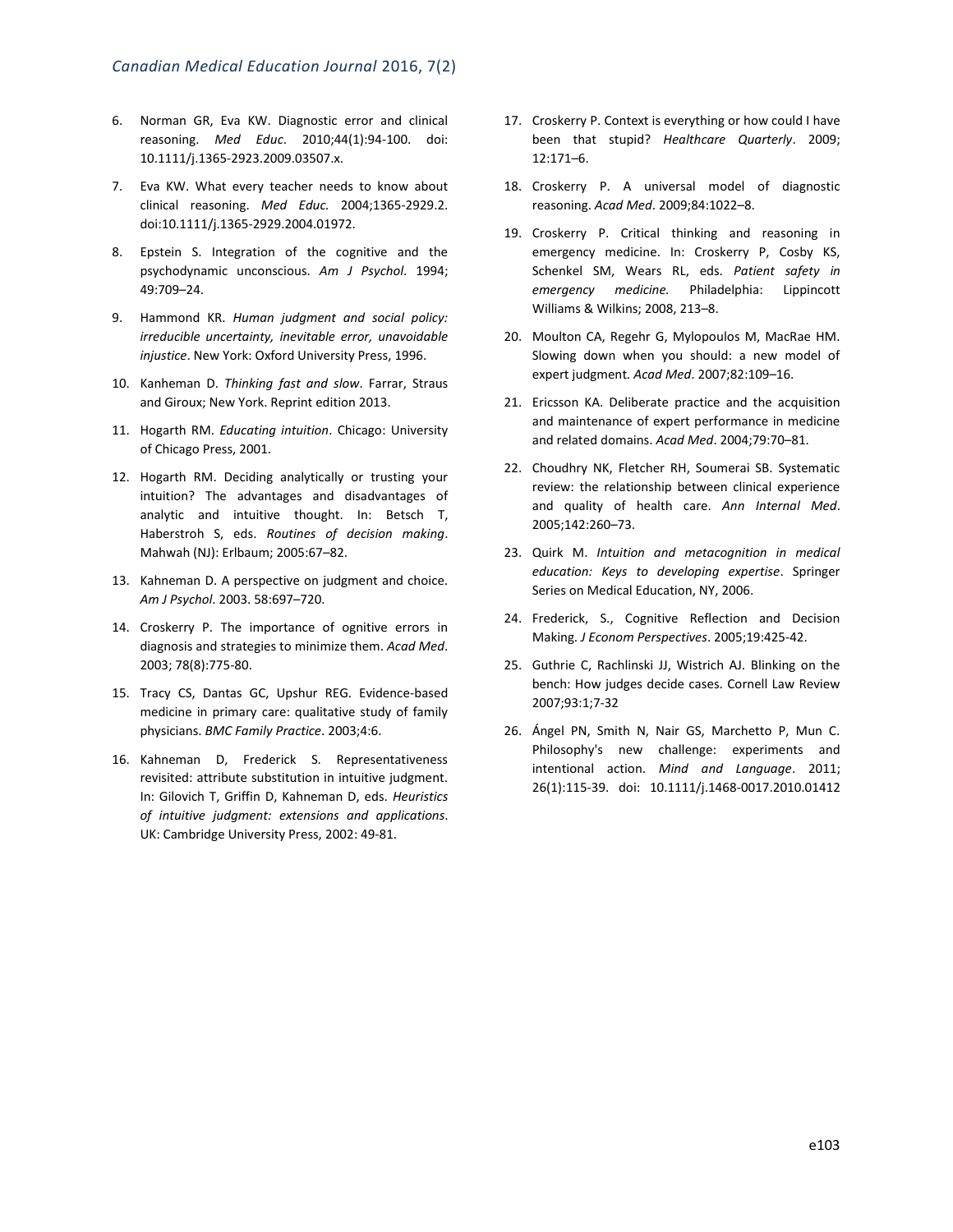6. Norman GR, Eva KW. Diagnostic error and clinical reasoning. *Med Educ*. 2010;44(1):94-100. doi: 10.1111/j.1365-2923.2009.03507.x.

7. Eva KW. What every teacher needs to know about clinical reasoning. *Med Educ.* 2004;1365-2929.2. doi:10.1111/j.1365-2929.2004.01972.

8. Epstein S. Integration of the cognitive and the psychodynamic unconscious. *Am J Psychol*. 1994; 49:709–24.

9. Hammond KR. *Human judgment and social policy: irreducible uncertainty, inevitable error, unavoidable injustice*. New York: Oxford University Press, 1996.

10. Kanheman D. *Thinking fast and slow*. Farrar, Straus and Giroux; New York. Reprint edition 2013.

11. Hogarth RM. *Educating intuition*. Chicago: University of Chicago Press, 2001.

12. Hogarth RM. Deciding analytically or trusting your intuition? The advantages and disadvantages of analytic and intuitive thought. In: Betsch T, Haberstroh S, eds. *Routines of decision making*. Mahwah (NJ): Erlbaum; 2005:67–82.

13. Kahneman D. A perspective on judgment and choice. *Am J Psychol*. 2003. 58:697–720.

14. Croskerry P. The importance of ognitive errors in diagnosis and strategies to minimize them. *Acad Med*. 2003; 78(8):775-80.

15. Tracy CS, Dantas GC, Upshur REG. Evidence-based medicine in primary care: qualitative study of family physicians. *BMC Family Practice*. 2003;4:6.

16. Kahneman D, Frederick S. Representativeness revisited: attribute substitution in intuitive judgment. In: Gilovich T, Griffin D, Kahneman D, eds. *Heuristics of intuitive judgment: extensions and applications*. UK: Cambridge University Press, 2002: 49-81.

17. Croskerry P. Context is everything or how could I have been that stupid? *Healthcare Quarterly*. 2009; 12:171–6.

18. Croskerry P. A universal model of diagnostic reasoning. *Acad Med*. 2009;84:1022–8.

19. Croskerry P. Critical thinking and reasoning in emergency medicine. In: Croskerry P, Cosby KS, Schenkel SM, Wears RL, eds. *Patient safety in emergency medicine.* Philadelphia: Lippincott Williams & Wilkins; 2008, 213–8.

20. Moulton CA, Regehr G, Mylopoulos M, MacRae HM. Slowing down when you should: a new model of expert judgment. *Acad Med*. 2007;82:109–16.

21. Ericsson KA. Deliberate practice and the acquisition and maintenance of expert performance in medicine and related domains. *Acad Med*. 2004;79:70–81.

22. Choudhry NK, Fletcher RH, Soumerai SB. Systematic review: the relationship between clinical experience and quality of health care. *Ann Internal Med*. 2005;142:260–73.

23. Quirk M. *Intuition and metacognition in medical education: Keys to developing expertise*. Springer Series on Medical Education, NY, 2006.

24. Frederick, S., Cognitive Reflection and Decision Making. *J Econom Perspectives*. 2005;19:425-42.

25. Guthrie C, Rachlinski JJ, Wistrich AJ. Blinking on the bench: How judges decide cases. Cornell Law Review 2007;93:1;7-32

26. Ángel PN, Smith N, Nair GS, Marchetto P, Mun C. Philosophy's new challenge: experiments and intentional action. *Mind and Language*. 2011; 26(1):115-39. doi: 10.1111/j.1468-0017.2010.01412